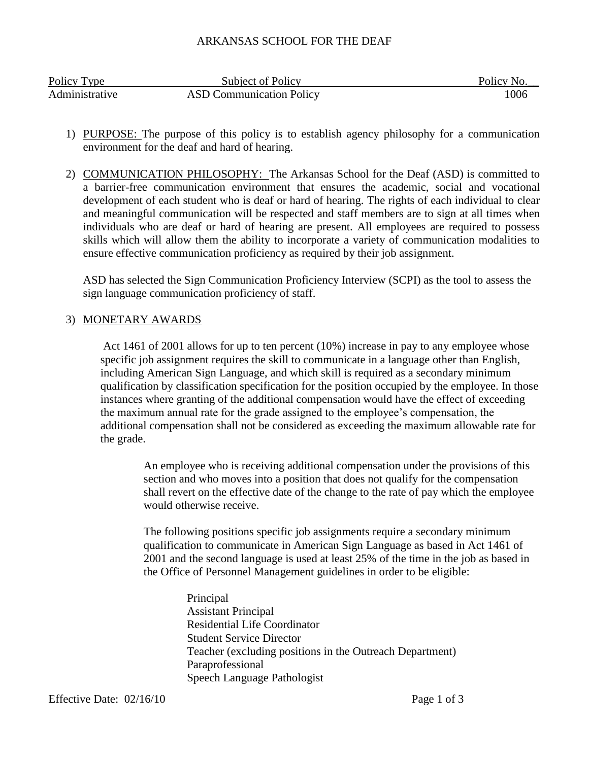ARKANSAS SCHOOL FOR THE DEAF

| Policy Type | Subject of Policy | Policy No. |
|---|---|---|
| Administrative | ASD Communication Policy | 1006 |

1) PURPOSE: The purpose of this policy is to establish agency philosophy for a communication environment for the deaf and hard of hearing.

2) COMMUNICATION PHILOSOPHY: The Arkansas School for the Deaf (ASD) is committed to a barrier-free communication environment that ensures the academic, social and vocational development of each student who is deaf or hard of hearing. The rights of each individual to clear and meaningful communication will be respected and staff members are to sign at all times when individuals who are deaf or hard of hearing are present. All employees are required to possess skills which will allow them the ability to incorporate a variety of communication modalities to ensure effective communication proficiency as required by their job assignment.

   ASD has selected the Sign Communication Proficiency Interview (SCPI) as the tool to assess the sign language communication proficiency of staff.

3) MONETARY AWARDS

   Act 1461 of 2001 allows for up to ten percent (10%) increase in pay to any employee whose specific job assignment requires the skill to communicate in a language other than English, including American Sign Language, and which skill is required as a secondary minimum qualification by classification specification for the position occupied by the employee. In those instances where granting of the additional compensation would have the effect of exceeding the maximum annual rate for the grade assigned to the employee's compensation, the additional compensation shall not be considered as exceeding the maximum allowable rate for the grade.

   An employee who is receiving additional compensation under the provisions of this section and who moves into a position that does not qualify for the compensation shall revert on the effective date of the change to the rate of pay which the employee would otherwise receive.

   The following positions specific job assignments require a secondary minimum qualification to communicate in American Sign Language as based in Act 1461 of 2001 and the second language is used at least 25% of the time in the job as based in the Office of Personnel Management guidelines in order to be eligible:

   - Principal
   - Assistant Principal
   - Residential Life Coordinator
   - Student Service Director
   - Teacher (excluding positions in the Outreach Department)
   - Paraprofessional
   - Speech Language Pathologist

Effective Date: 02/16/10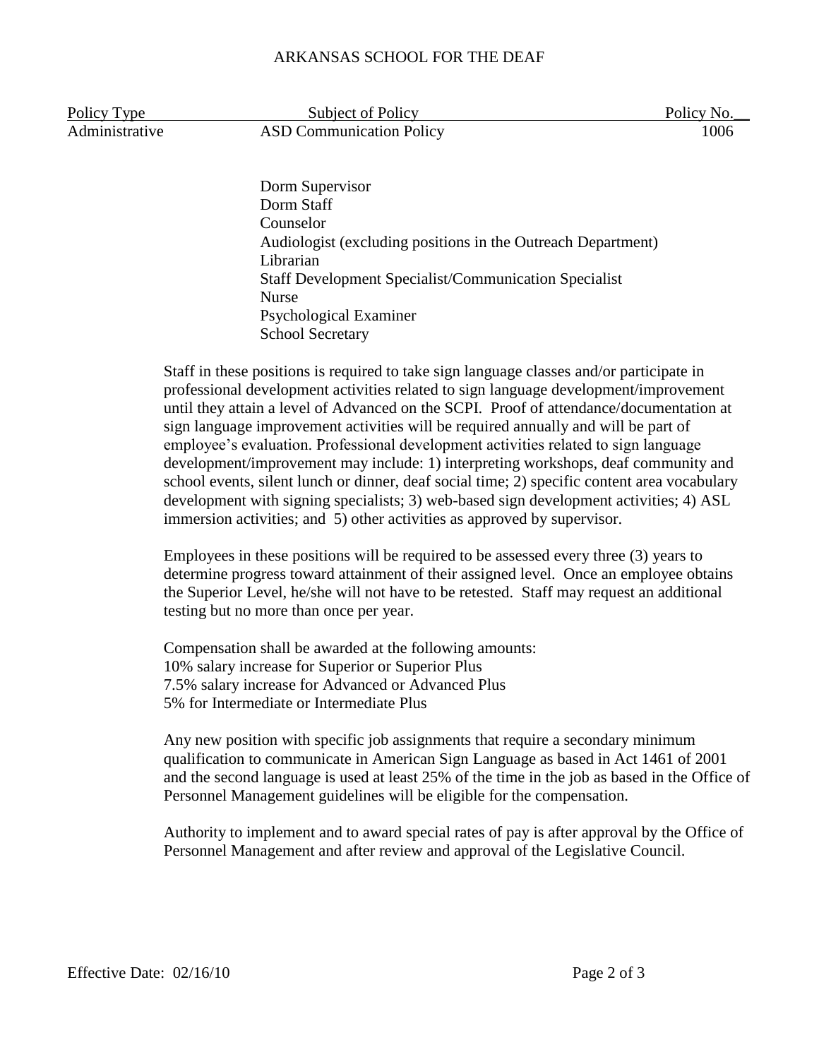ARKANSAS SCHOOL FOR THE DEAF

| Policy Type | Subject of Policy | Policy No. |
|---|---|---|
| Administrative | ASD Communication Policy | 1006 |

Dorm Supervisor
Dorm Staff
Counselor
Audiologist (excluding positions in the Outreach Department)
Librarian
Staff Development Specialist/Communication Specialist
Nurse
Psychological Examiner
School Secretary

Staff in these positions is required to take sign language classes and/or participate in professional development activities related to sign language development/improvement until they attain a level of Advanced on the SCPI. Proof of attendance/documentation at sign language improvement activities will be required annually and will be part of employee's evaluation. Professional development activities related to sign language development/improvement may include: 1) interpreting workshops, deaf community and school events, silent lunch or dinner, deaf social time; 2) specific content area vocabulary development with signing specialists; 3) web-based sign development activities; 4) ASL immersion activities; and 5) other activities as approved by supervisor.

Employees in these positions will be required to be assessed every three (3) years to determine progress toward attainment of their assigned level. Once an employee obtains the Superior Level, he/she will not have to be retested. Staff may request an additional testing but no more than once per year.

Compensation shall be awarded at the following amounts:
10% salary increase for Superior or Superior Plus
7.5% salary increase for Advanced or Advanced Plus
5% for Intermediate or Intermediate Plus

Any new position with specific job assignments that require a secondary minimum qualification to communicate in American Sign Language as based in Act 1461 of 2001 and the second language is used at least 25% of the time in the job as based in the Office of Personnel Management guidelines will be eligible for the compensation.

Authority to implement and to award special rates of pay is after approval by the Office of Personnel Management and after review and approval of the Legislative Council.

Effective Date: 02/16/10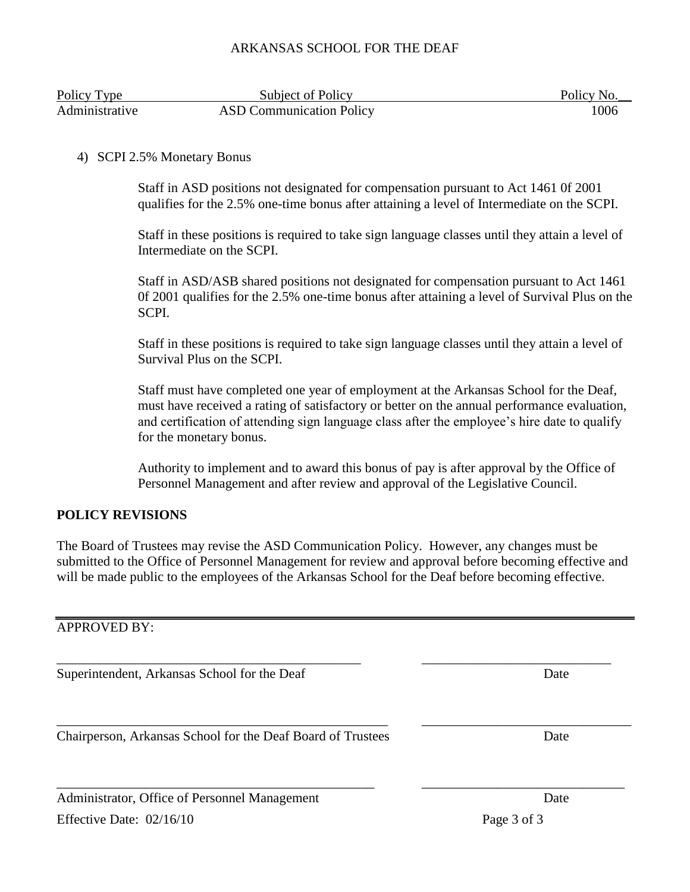ARKANSAS SCHOOL FOR THE DEAF

| Policy Type | Subject of Policy | Policy No. |
| --- | --- | --- |
| Administrative | ASD Communication Policy | 1006 |

4) SCPI 2.5% Monetary Bonus

Staff in ASD positions not designated for compensation pursuant to Act 1461 0f 2001 qualifies for the 2.5% one-time bonus after attaining a level of Intermediate on the SCPI.

Staff in these positions is required to take sign language classes until they attain a level of Intermediate on the SCPI.

Staff in ASD/ASB shared positions not designated for compensation pursuant to Act 1461 0f 2001 qualifies for the 2.5% one-time bonus after attaining a level of Survival Plus on the SCPI.

Staff in these positions is required to take sign language classes until they attain a level of Survival Plus on the SCPI.

Staff must have completed one year of employment at the Arkansas School for the Deaf, must have received a rating of satisfactory or better on the annual performance evaluation, and certification of attending sign language class after the employee's hire date to qualify for the monetary bonus.

Authority to implement and to award this bonus of pay is after approval by the Office of Personnel Management and after review and approval of the Legislative Council.

**POLICY REVISIONS**

The Board of Trustees may revise the ASD Communication Policy. However, any changes must be submitted to the Office of Personnel Management for review and approval before becoming effective and will be made public to the employees of the Arkansas School for the Deaf before becoming effective.

---

APPROVED BY:

______________________________________________ ____________________________

Superintendent, Arkansas School for the Deaf Date

______________________________________________ ____________________________

Chairperson, Arkansas School for the Deaf Board of Trustees Date

______________________________________________ ____________________________

Administrator, Office of Personnel Management Date

Effective Date: 02/16/10